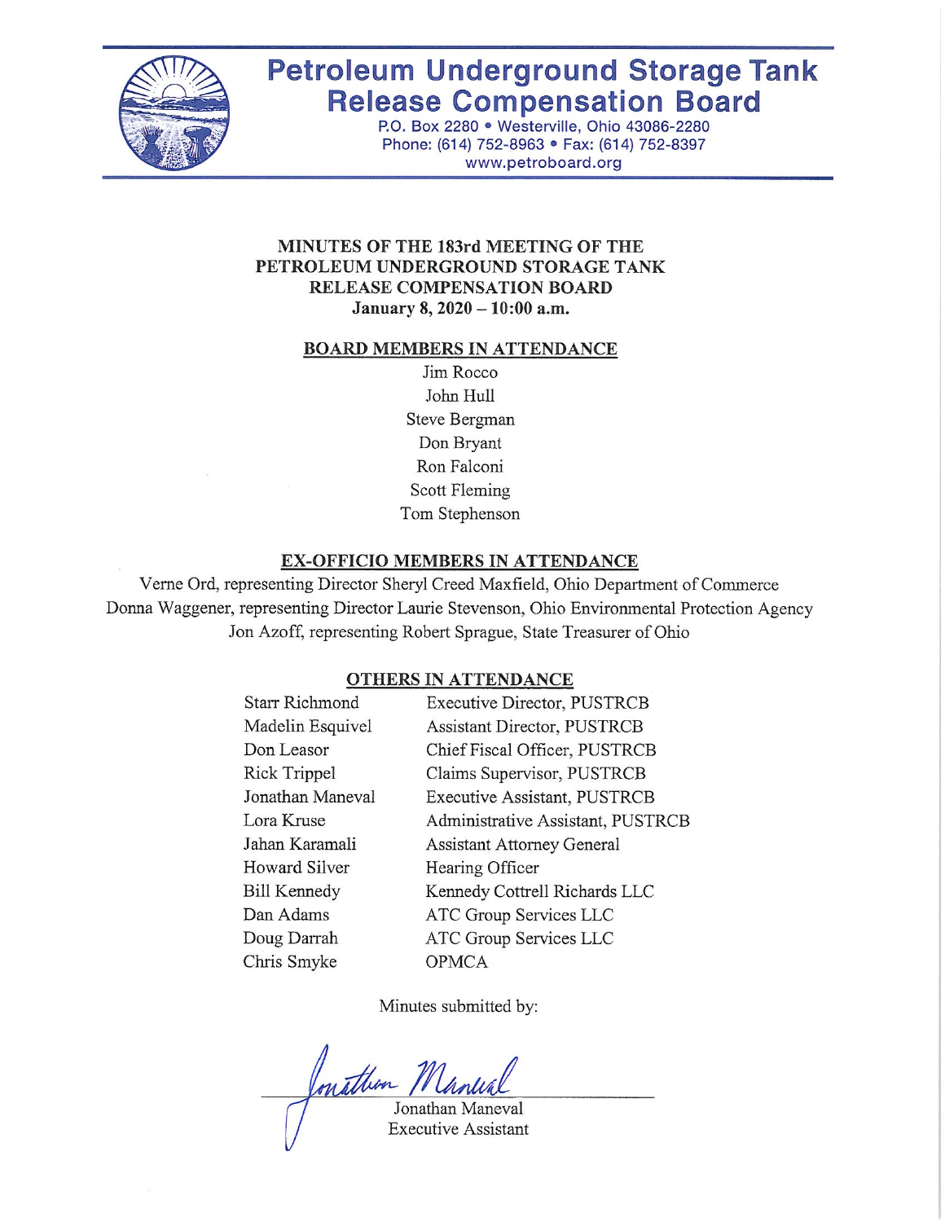# Petroleum Underground Storage Tank Release Compensation Board

P.O. Box 2280 • Westerville, Ohio 43086-2280
Phone: (614) 752-8963 • Fax: (614) 752-8397
www.petroboard.org

## MINUTES OF THE 183rd MEETING OF THE PETROLEUM UNDERGROUND STORAGE TANK RELEASE COMPENSATION BOARD
**January 8, 2020 – 10:00 a.m.**

### BOARD MEMBERS IN ATTENDANCE

Jim Rocco
John Hull
Steve Bergman
Don Bryant
Ron Falconi
Scott Fleming
Tom Stephenson

### EX-OFFICIO MEMBERS IN ATTENDANCE

Verne Ord, representing Director Sheryl Creed Maxfield, Ohio Department of Commerce
Donna Waggener, representing Director Laurie Stevenson, Ohio Environmental Protection Agency
Jon Azoff, representing Robert Sprague, State Treasurer of Ohio

### OTHERS IN ATTENDANCE

| | |
|---|---|
| Starr Richmond | Executive Director, PUSTRCB |
| Madelin Esquivel | Assistant Director, PUSTRCB |
| Don Leasor | Chief Fiscal Officer, PUSTRCB |
| Rick Trippel | Claims Supervisor, PUSTRCB |
| Jonathan Maneval | Executive Assistant, PUSTRCB |
| Lora Kruse | Administrative Assistant, PUSTRCB |
| Jahan Karamali | Assistant Attorney General |
| Howard Silver | Hearing Officer |
| Bill Kennedy | Kennedy Cottrell Richards LLC |
| Dan Adams | ATC Group Services LLC |
| Doug Darrah | ATC Group Services LLC |
| Chris Smyke | OPMCA |

Minutes submitted by:

Jonathan Maneval
Executive Assistant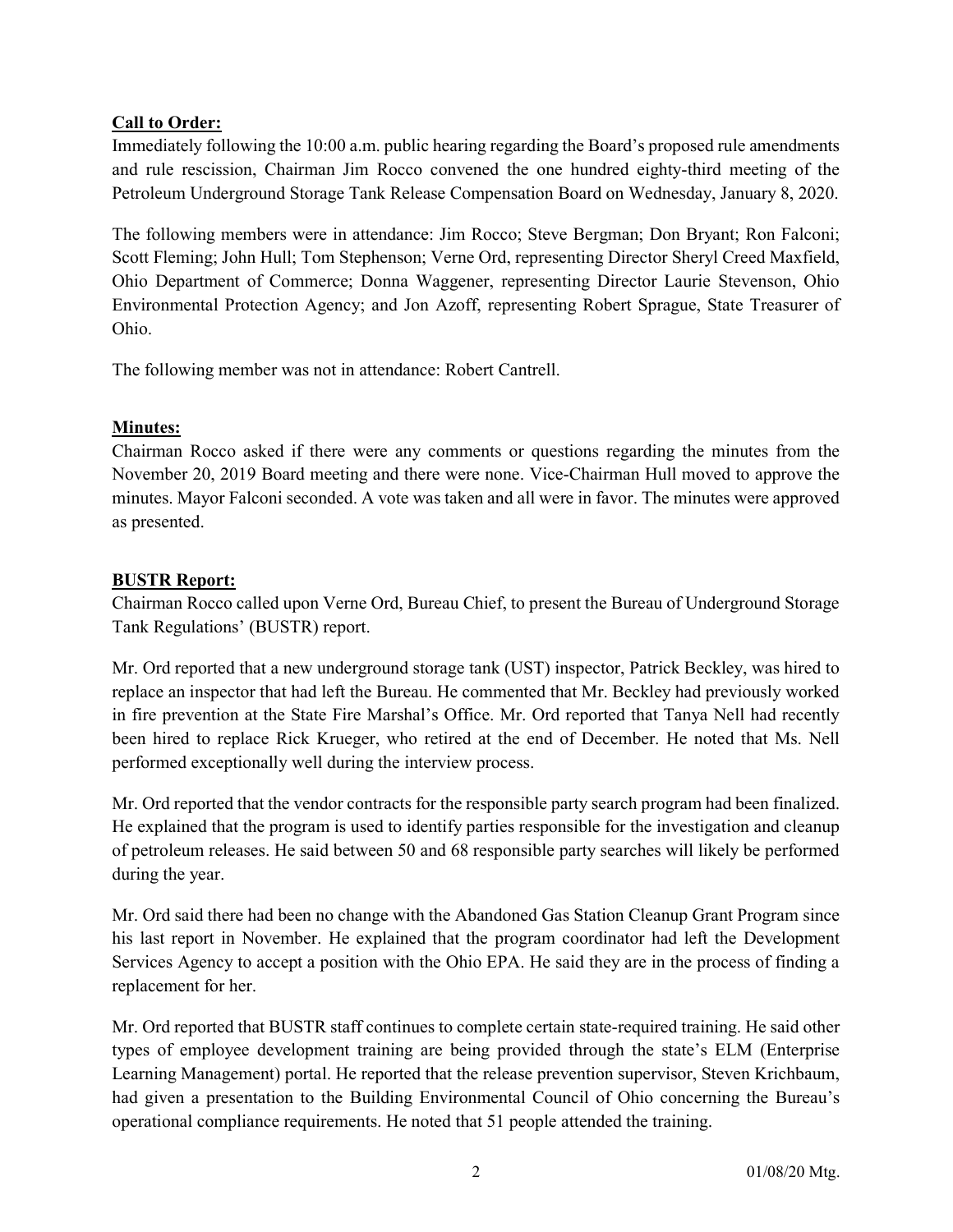**Call to Order:**

Immediately following the 10:00 a.m. public hearing regarding the Board's proposed rule amendments and rule rescission, Chairman Jim Rocco convened the one hundred eighty-third meeting of the Petroleum Underground Storage Tank Release Compensation Board on Wednesday, January 8, 2020.

The following members were in attendance: Jim Rocco; Steve Bergman; Don Bryant; Ron Falconi; Scott Fleming; John Hull; Tom Stephenson; Verne Ord, representing Director Sheryl Creed Maxfield, Ohio Department of Commerce; Donna Waggener, representing Director Laurie Stevenson, Ohio Environmental Protection Agency; and Jon Azoff, representing Robert Sprague, State Treasurer of Ohio.

The following member was not in attendance: Robert Cantrell.

**Minutes:**

Chairman Rocco asked if there were any comments or questions regarding the minutes from the November 20, 2019 Board meeting and there were none. Vice-Chairman Hull moved to approve the minutes. Mayor Falconi seconded. A vote was taken and all were in favor. The minutes were approved as presented.

**BUSTR Report:**

Chairman Rocco called upon Verne Ord, Bureau Chief, to present the Bureau of Underground Storage Tank Regulations' (BUSTR) report.

Mr. Ord reported that a new underground storage tank (UST) inspector, Patrick Beckley, was hired to replace an inspector that had left the Bureau. He commented that Mr. Beckley had previously worked in fire prevention at the State Fire Marshal's Office. Mr. Ord reported that Tanya Nell had recently been hired to replace Rick Krueger, who retired at the end of December. He noted that Ms. Nell performed exceptionally well during the interview process.

Mr. Ord reported that the vendor contracts for the responsible party search program had been finalized. He explained that the program is used to identify parties responsible for the investigation and cleanup of petroleum releases. He said between 50 and 68 responsible party searches will likely be performed during the year.

Mr. Ord said there had been no change with the Abandoned Gas Station Cleanup Grant Program since his last report in November. He explained that the program coordinator had left the Development Services Agency to accept a position with the Ohio EPA. He said they are in the process of finding a replacement for her.

Mr. Ord reported that BUSTR staff continues to complete certain state-required training. He said other types of employee development training are being provided through the state's ELM (Enterprise Learning Management) portal. He reported that the release prevention supervisor, Steven Krichbaum, had given a presentation to the Building Environmental Council of Ohio concerning the Bureau's operational compliance requirements. He noted that 51 people attended the training.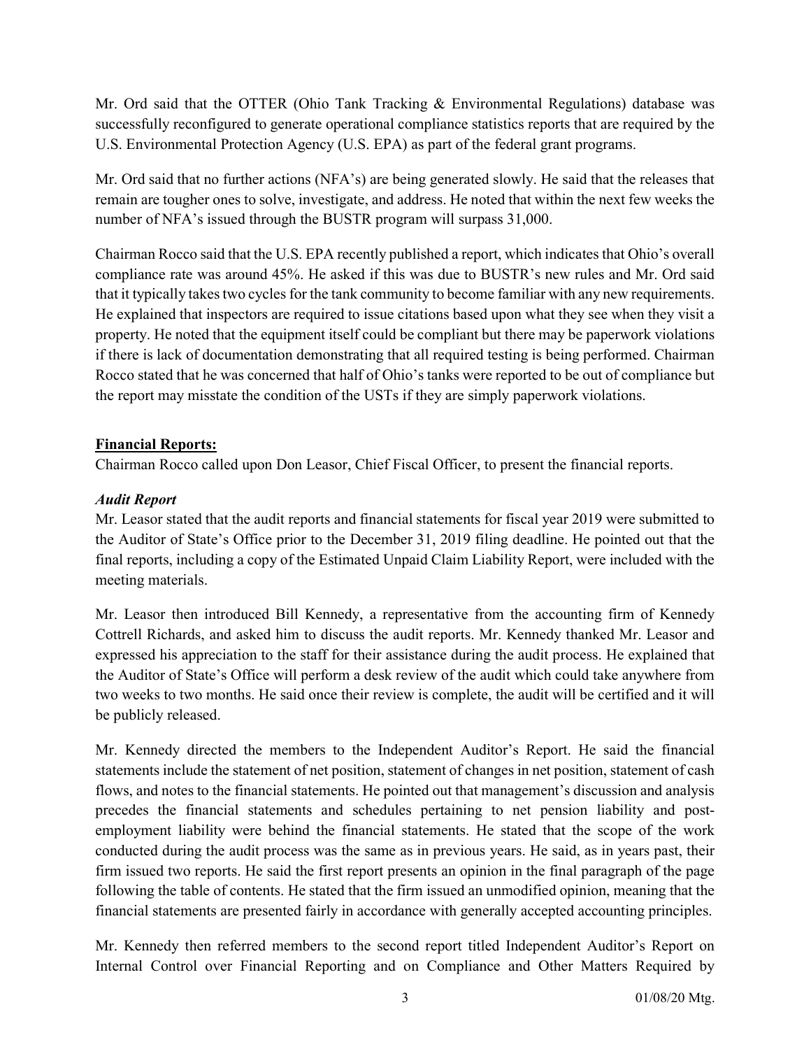Mr. Ord said that the OTTER (Ohio Tank Tracking & Environmental Regulations) database was successfully reconfigured to generate operational compliance statistics reports that are required by the U.S. Environmental Protection Agency (U.S. EPA) as part of the federal grant programs.

Mr. Ord said that no further actions (NFA's) are being generated slowly. He said that the releases that remain are tougher ones to solve, investigate, and address. He noted that within the next few weeks the number of NFA's issued through the BUSTR program will surpass 31,000.

Chairman Rocco said that the U.S. EPA recently published a report, which indicates that Ohio's overall compliance rate was around 45%. He asked if this was due to BUSTR's new rules and Mr. Ord said that it typically takes two cycles for the tank community to become familiar with any new requirements. He explained that inspectors are required to issue citations based upon what they see when they visit a property. He noted that the equipment itself could be compliant but there may be paperwork violations if there is lack of documentation demonstrating that all required testing is being performed. Chairman Rocco stated that he was concerned that half of Ohio's tanks were reported to be out of compliance but the report may misstate the condition of the USTs if they are simply paperwork violations.

**Financial Reports:**

Chairman Rocco called upon Don Leasor, Chief Fiscal Officer, to present the financial reports.

***Audit Report***

Mr. Leasor stated that the audit reports and financial statements for fiscal year 2019 were submitted to the Auditor of State's Office prior to the December 31, 2019 filing deadline. He pointed out that the final reports, including a copy of the Estimated Unpaid Claim Liability Report, were included with the meeting materials.

Mr. Leasor then introduced Bill Kennedy, a representative from the accounting firm of Kennedy Cottrell Richards, and asked him to discuss the audit reports. Mr. Kennedy thanked Mr. Leasor and expressed his appreciation to the staff for their assistance during the audit process. He explained that the Auditor of State's Office will perform a desk review of the audit which could take anywhere from two weeks to two months. He said once their review is complete, the audit will be certified and it will be publicly released.

Mr. Kennedy directed the members to the Independent Auditor's Report. He said the financial statements include the statement of net position, statement of changes in net position, statement of cash flows, and notes to the financial statements. He pointed out that management's discussion and analysis precedes the financial statements and schedules pertaining to net pension liability and post-employment liability were behind the financial statements. He stated that the scope of the work conducted during the audit process was the same as in previous years. He said, as in years past, their firm issued two reports. He said the first report presents an opinion in the final paragraph of the page following the table of contents. He stated that the firm issued an unmodified opinion, meaning that the financial statements are presented fairly in accordance with generally accepted accounting principles.

Mr. Kennedy then referred members to the second report titled Independent Auditor's Report on Internal Control over Financial Reporting and on Compliance and Other Matters Required by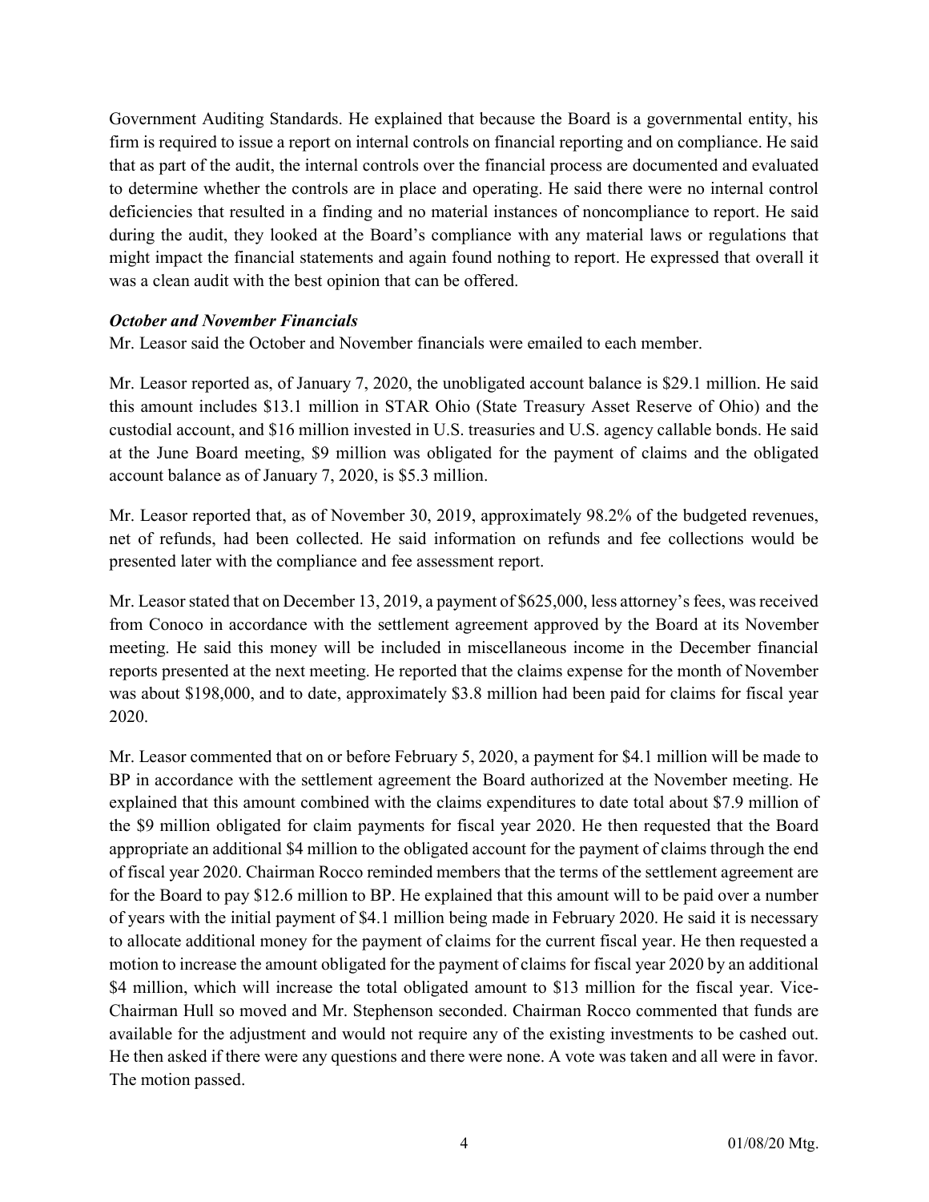Government Auditing Standards. He explained that because the Board is a governmental entity, his firm is required to issue a report on internal controls on financial reporting and on compliance. He said that as part of the audit, the internal controls over the financial process are documented and evaluated to determine whether the controls are in place and operating. He said there were no internal control deficiencies that resulted in a finding and no material instances of noncompliance to report. He said during the audit, they looked at the Board's compliance with any material laws or regulations that might impact the financial statements and again found nothing to report. He expressed that overall it was a clean audit with the best opinion that can be offered.

***October and November Financials***

Mr. Leasor said the October and November financials were emailed to each member.

Mr. Leasor reported as, of January 7, 2020, the unobligated account balance is $29.1 million. He said this amount includes $13.1 million in STAR Ohio (State Treasury Asset Reserve of Ohio) and the custodial account, and $16 million invested in U.S. treasuries and U.S. agency callable bonds. He said at the June Board meeting, $9 million was obligated for the payment of claims and the obligated account balance as of January 7, 2020, is $5.3 million.

Mr. Leasor reported that, as of November 30, 2019, approximately 98.2% of the budgeted revenues, net of refunds, had been collected. He said information on refunds and fee collections would be presented later with the compliance and fee assessment report.

Mr. Leasor stated that on December 13, 2019, a payment of $625,000, less attorney's fees, was received from Conoco in accordance with the settlement agreement approved by the Board at its November meeting. He said this money will be included in miscellaneous income in the December financial reports presented at the next meeting. He reported that the claims expense for the month of November was about $198,000, and to date, approximately $3.8 million had been paid for claims for fiscal year 2020.

Mr. Leasor commented that on or before February 5, 2020, a payment for $4.1 million will be made to BP in accordance with the settlement agreement the Board authorized at the November meeting. He explained that this amount combined with the claims expenditures to date total about $7.9 million of the $9 million obligated for claim payments for fiscal year 2020. He then requested that the Board appropriate an additional $4 million to the obligated account for the payment of claims through the end of fiscal year 2020. Chairman Rocco reminded members that the terms of the settlement agreement are for the Board to pay $12.6 million to BP. He explained that this amount will to be paid over a number of years with the initial payment of $4.1 million being made in February 2020. He said it is necessary to allocate additional money for the payment of claims for the current fiscal year. He then requested a motion to increase the amount obligated for the payment of claims for fiscal year 2020 by an additional $4 million, which will increase the total obligated amount to $13 million for the fiscal year. Vice-Chairman Hull so moved and Mr. Stephenson seconded. Chairman Rocco commented that funds are available for the adjustment and would not require any of the existing investments to be cashed out. He then asked if there were any questions and there were none. A vote was taken and all were in favor. The motion passed.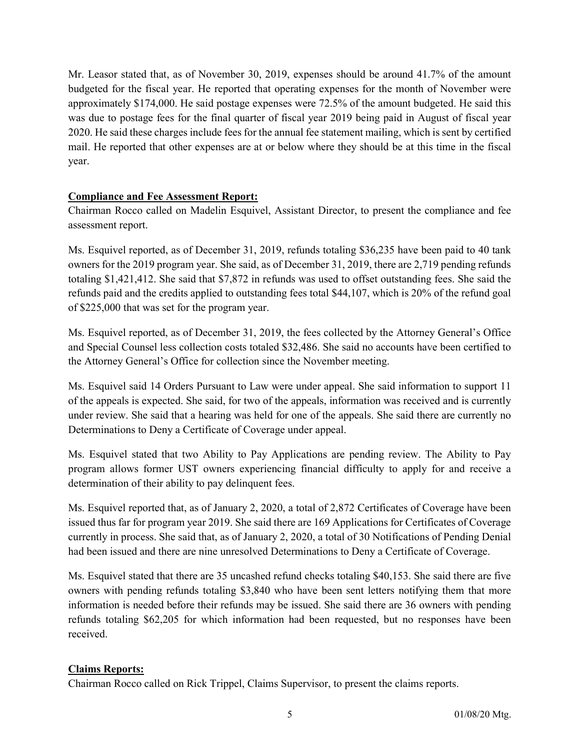Mr. Leasor stated that, as of November 30, 2019, expenses should be around 41.7% of the amount budgeted for the fiscal year. He reported that operating expenses for the month of November were approximately $174,000. He said postage expenses were 72.5% of the amount budgeted. He said this was due to postage fees for the final quarter of fiscal year 2019 being paid in August of fiscal year 2020. He said these charges include fees for the annual fee statement mailing, which is sent by certified mail. He reported that other expenses are at or below where they should be at this time in the fiscal year.

**Compliance and Fee Assessment Report:**

Chairman Rocco called on Madelin Esquivel, Assistant Director, to present the compliance and fee assessment report.

Ms. Esquivel reported, as of December 31, 2019, refunds totaling $36,235 have been paid to 40 tank owners for the 2019 program year. She said, as of December 31, 2019, there are 2,719 pending refunds totaling $1,421,412. She said that $7,872 in refunds was used to offset outstanding fees. She said the refunds paid and the credits applied to outstanding fees total $44,107, which is 20% of the refund goal of $225,000 that was set for the program year.

Ms. Esquivel reported, as of December 31, 2019, the fees collected by the Attorney General's Office and Special Counsel less collection costs totaled $32,486. She said no accounts have been certified to the Attorney General's Office for collection since the November meeting.

Ms. Esquivel said 14 Orders Pursuant to Law were under appeal. She said information to support 11 of the appeals is expected. She said, for two of the appeals, information was received and is currently under review. She said that a hearing was held for one of the appeals. She said there are currently no Determinations to Deny a Certificate of Coverage under appeal.

Ms. Esquivel stated that two Ability to Pay Applications are pending review. The Ability to Pay program allows former UST owners experiencing financial difficulty to apply for and receive a determination of their ability to pay delinquent fees.

Ms. Esquivel reported that, as of January 2, 2020, a total of 2,872 Certificates of Coverage have been issued thus far for program year 2019. She said there are 169 Applications for Certificates of Coverage currently in process. She said that, as of January 2, 2020, a total of 30 Notifications of Pending Denial had been issued and there are nine unresolved Determinations to Deny a Certificate of Coverage.

Ms. Esquivel stated that there are 35 uncashed refund checks totaling $40,153. She said there are five owners with pending refunds totaling $3,840 who have been sent letters notifying them that more information is needed before their refunds may be issued. She said there are 36 owners with pending refunds totaling $62,205 for which information had been requested, but no responses have been received.

**Claims Reports:**

Chairman Rocco called on Rick Trippel, Claims Supervisor, to present the claims reports.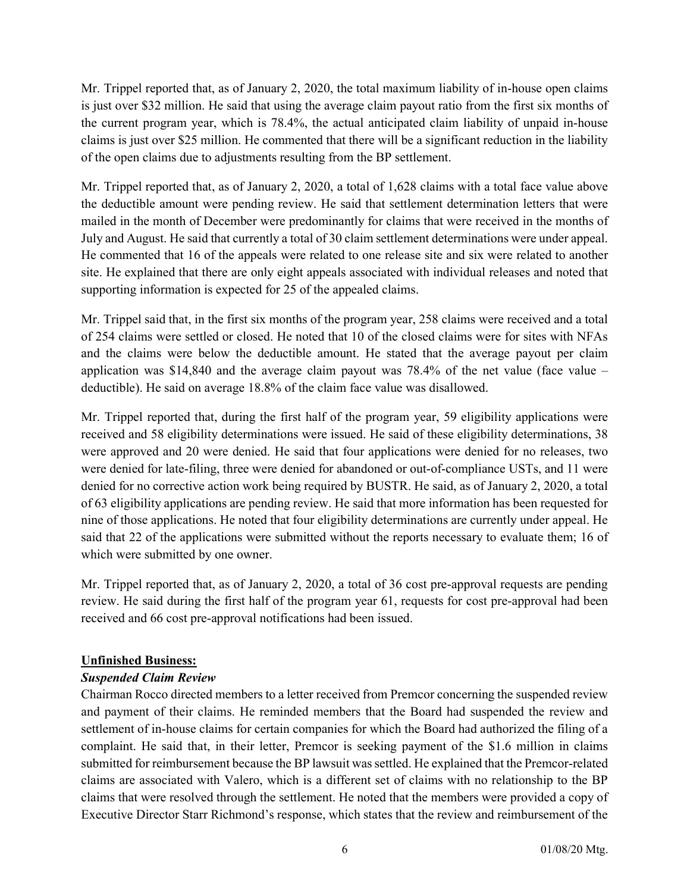Mr. Trippel reported that, as of January 2, 2020, the total maximum liability of in-house open claims is just over $32 million. He said that using the average claim payout ratio from the first six months of the current program year, which is 78.4%, the actual anticipated claim liability of unpaid in-house claims is just over $25 million. He commented that there will be a significant reduction in the liability of the open claims due to adjustments resulting from the BP settlement.

Mr. Trippel reported that, as of January 2, 2020, a total of 1,628 claims with a total face value above the deductible amount were pending review. He said that settlement determination letters that were mailed in the month of December were predominantly for claims that were received in the months of July and August. He said that currently a total of 30 claim settlement determinations were under appeal. He commented that 16 of the appeals were related to one release site and six were related to another site. He explained that there are only eight appeals associated with individual releases and noted that supporting information is expected for 25 of the appealed claims.

Mr. Trippel said that, in the first six months of the program year, 258 claims were received and a total of 254 claims were settled or closed. He noted that 10 of the closed claims were for sites with NFAs and the claims were below the deductible amount. He stated that the average payout per claim application was $14,840 and the average claim payout was 78.4% of the net value (face value – deductible). He said on average 18.8% of the claim face value was disallowed.

Mr. Trippel reported that, during the first half of the program year, 59 eligibility applications were received and 58 eligibility determinations were issued. He said of these eligibility determinations, 38 were approved and 20 were denied. He said that four applications were denied for no releases, two were denied for late-filing, three were denied for abandoned or out-of-compliance USTs, and 11 were denied for no corrective action work being required by BUSTR. He said, as of January 2, 2020, a total of 63 eligibility applications are pending review. He said that more information has been requested for nine of those applications. He noted that four eligibility determinations are currently under appeal. He said that 22 of the applications were submitted without the reports necessary to evaluate them; 16 of which were submitted by one owner.

Mr. Trippel reported that, as of January 2, 2020, a total of 36 cost pre-approval requests are pending review. He said during the first half of the program year 61, requests for cost pre-approval had been received and 66 cost pre-approval notifications had been issued.

**Unfinished Business:**

***Suspended Claim Review***

Chairman Rocco directed members to a letter received from Premcor concerning the suspended review and payment of their claims. He reminded members that the Board had suspended the review and settlement of in-house claims for certain companies for which the Board had authorized the filing of a complaint. He said that, in their letter, Premcor is seeking payment of the $1.6 million in claims submitted for reimbursement because the BP lawsuit was settled. He explained that the Premcor-related claims are associated with Valero, which is a different set of claims with no relationship to the BP claims that were resolved through the settlement. He noted that the members were provided a copy of Executive Director Starr Richmond's response, which states that the review and reimbursement of the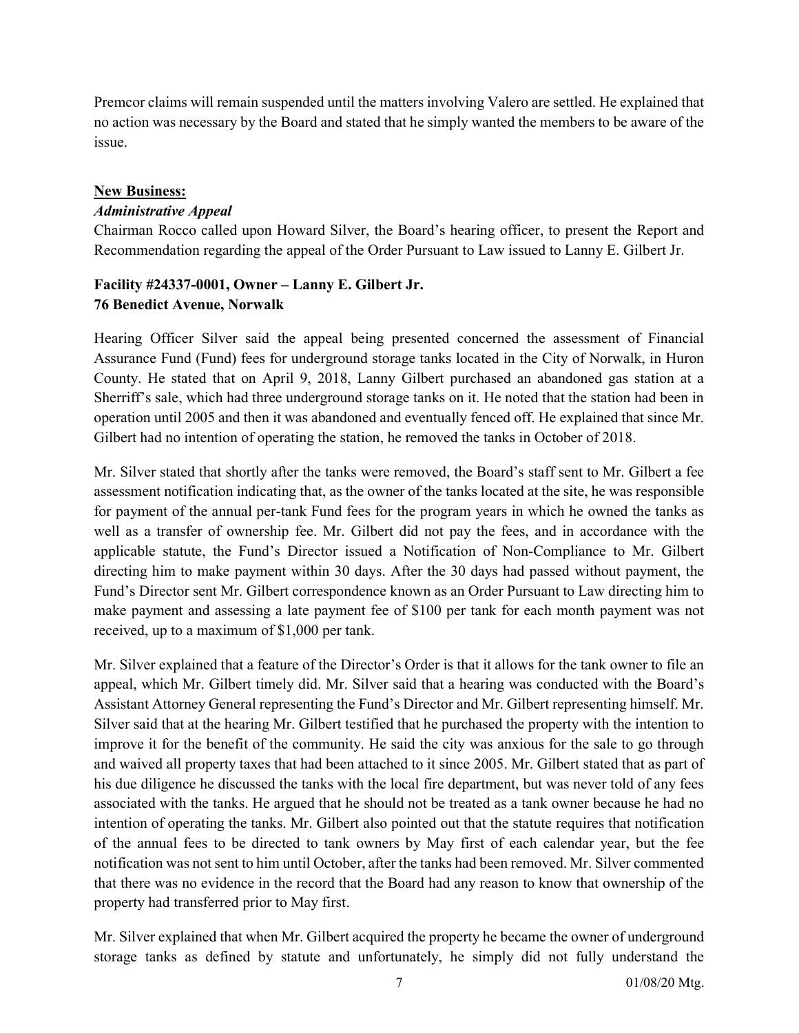Premcor claims will remain suspended until the matters involving Valero are settled. He explained that no action was necessary by the Board and stated that he simply wanted the members to be aware of the issue.

**New Business:**

***Administrative Appeal***

Chairman Rocco called upon Howard Silver, the Board's hearing officer, to present the Report and Recommendation regarding the appeal of the Order Pursuant to Law issued to Lanny E. Gilbert Jr.

**Facility #24337-0001, Owner – Lanny E. Gilbert Jr.**
**76 Benedict Avenue, Norwalk**

Hearing Officer Silver said the appeal being presented concerned the assessment of Financial Assurance Fund (Fund) fees for underground storage tanks located in the City of Norwalk, in Huron County. He stated that on April 9, 2018, Lanny Gilbert purchased an abandoned gas station at a Sherriff's sale, which had three underground storage tanks on it. He noted that the station had been in operation until 2005 and then it was abandoned and eventually fenced off. He explained that since Mr. Gilbert had no intention of operating the station, he removed the tanks in October of 2018.

Mr. Silver stated that shortly after the tanks were removed, the Board's staff sent to Mr. Gilbert a fee assessment notification indicating that, as the owner of the tanks located at the site, he was responsible for payment of the annual per-tank Fund fees for the program years in which he owned the tanks as well as a transfer of ownership fee. Mr. Gilbert did not pay the fees, and in accordance with the applicable statute, the Fund's Director issued a Notification of Non-Compliance to Mr. Gilbert directing him to make payment within 30 days. After the 30 days had passed without payment, the Fund's Director sent Mr. Gilbert correspondence known as an Order Pursuant to Law directing him to make payment and assessing a late payment fee of $100 per tank for each month payment was not received, up to a maximum of $1,000 per tank.

Mr. Silver explained that a feature of the Director's Order is that it allows for the tank owner to file an appeal, which Mr. Gilbert timely did. Mr. Silver said that a hearing was conducted with the Board's Assistant Attorney General representing the Fund's Director and Mr. Gilbert representing himself. Mr. Silver said that at the hearing Mr. Gilbert testified that he purchased the property with the intention to improve it for the benefit of the community. He said the city was anxious for the sale to go through and waived all property taxes that had been attached to it since 2005. Mr. Gilbert stated that as part of his due diligence he discussed the tanks with the local fire department, but was never told of any fees associated with the tanks. He argued that he should not be treated as a tank owner because he had no intention of operating the tanks. Mr. Gilbert also pointed out that the statute requires that notification of the annual fees to be directed to tank owners by May first of each calendar year, but the fee notification was not sent to him until October, after the tanks had been removed. Mr. Silver commented that there was no evidence in the record that the Board had any reason to know that ownership of the property had transferred prior to May first.

Mr. Silver explained that when Mr. Gilbert acquired the property he became the owner of underground storage tanks as defined by statute and unfortunately, he simply did not fully understand the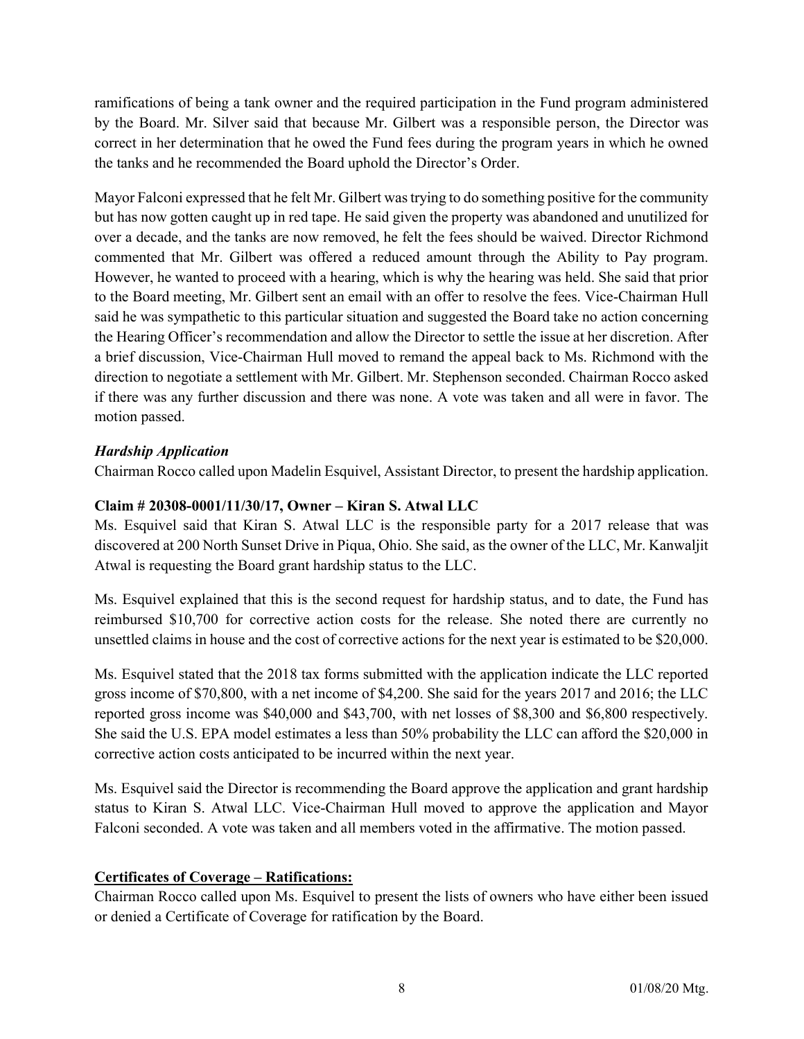ramifications of being a tank owner and the required participation in the Fund program administered by the Board. Mr. Silver said that because Mr. Gilbert was a responsible person, the Director was correct in her determination that he owed the Fund fees during the program years in which he owned the tanks and he recommended the Board uphold the Director's Order.

Mayor Falconi expressed that he felt Mr. Gilbert was trying to do something positive for the community but has now gotten caught up in red tape. He said given the property was abandoned and unutilized for over a decade, and the tanks are now removed, he felt the fees should be waived. Director Richmond commented that Mr. Gilbert was offered a reduced amount through the Ability to Pay program. However, he wanted to proceed with a hearing, which is why the hearing was held. She said that prior to the Board meeting, Mr. Gilbert sent an email with an offer to resolve the fees. Vice-Chairman Hull said he was sympathetic to this particular situation and suggested the Board take no action concerning the Hearing Officer's recommendation and allow the Director to settle the issue at her discretion. After a brief discussion, Vice-Chairman Hull moved to remand the appeal back to Ms. Richmond with the direction to negotiate a settlement with Mr. Gilbert. Mr. Stephenson seconded. Chairman Rocco asked if there was any further discussion and there was none. A vote was taken and all were in favor. The motion passed.

### *Hardship Application*

Chairman Rocco called upon Madelin Esquivel, Assistant Director, to present the hardship application.

**Claim # 20308-0001/11/30/17, Owner – Kiran S. Atwal LLC**

Ms. Esquivel said that Kiran S. Atwal LLC is the responsible party for a 2017 release that was discovered at 200 North Sunset Drive in Piqua, Ohio. She said, as the owner of the LLC, Mr. Kanwaljit Atwal is requesting the Board grant hardship status to the LLC.

Ms. Esquivel explained that this is the second request for hardship status, and to date, the Fund has reimbursed $10,700 for corrective action costs for the release. She noted there are currently no unsettled claims in house and the cost of corrective actions for the next year is estimated to be $20,000.

Ms. Esquivel stated that the 2018 tax forms submitted with the application indicate the LLC reported gross income of $70,800, with a net income of $4,200. She said for the years 2017 and 2016; the LLC reported gross income was $40,000 and $43,700, with net losses of $8,300 and $6,800 respectively. She said the U.S. EPA model estimates a less than 50% probability the LLC can afford the $20,000 in corrective action costs anticipated to be incurred within the next year.

Ms. Esquivel said the Director is recommending the Board approve the application and grant hardship status to Kiran S. Atwal LLC. Vice-Chairman Hull moved to approve the application and Mayor Falconi seconded. A vote was taken and all members voted in the affirmative. The motion passed.

## **Certificates of Coverage – Ratifications:**

Chairman Rocco called upon Ms. Esquivel to present the lists of owners who have either been issued or denied a Certificate of Coverage for ratification by the Board.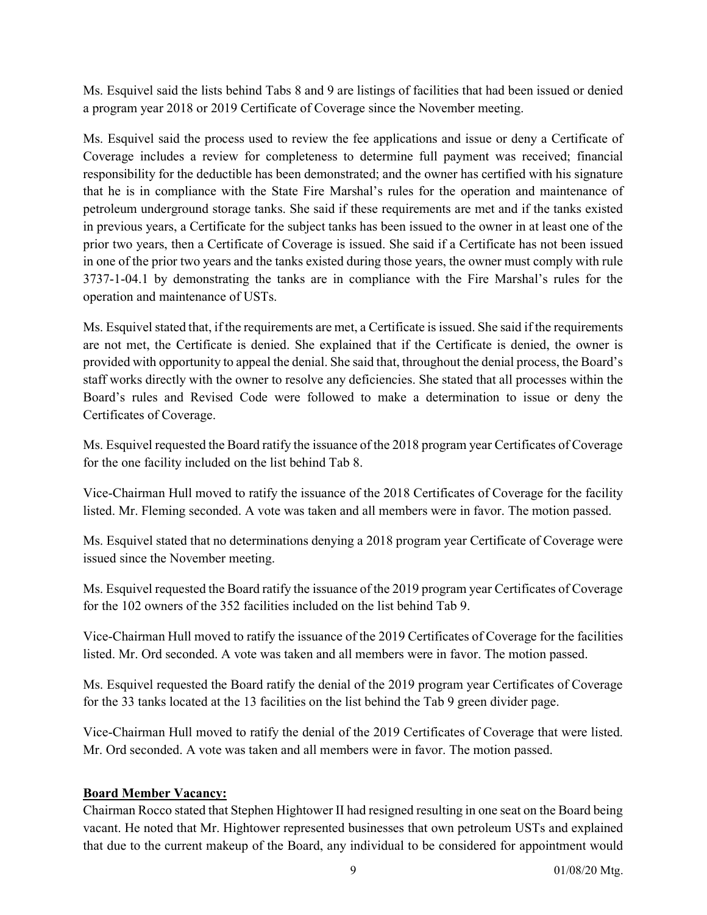Ms. Esquivel said the lists behind Tabs 8 and 9 are listings of facilities that had been issued or denied a program year 2018 or 2019 Certificate of Coverage since the November meeting.

Ms. Esquivel said the process used to review the fee applications and issue or deny a Certificate of Coverage includes a review for completeness to determine full payment was received; financial responsibility for the deductible has been demonstrated; and the owner has certified with his signature that he is in compliance with the State Fire Marshal's rules for the operation and maintenance of petroleum underground storage tanks. She said if these requirements are met and if the tanks existed in previous years, a Certificate for the subject tanks has been issued to the owner in at least one of the prior two years, then a Certificate of Coverage is issued. She said if a Certificate has not been issued in one of the prior two years and the tanks existed during those years, the owner must comply with rule 3737-1-04.1 by demonstrating the tanks are in compliance with the Fire Marshal's rules for the operation and maintenance of USTs.

Ms. Esquivel stated that, if the requirements are met, a Certificate is issued. She said if the requirements are not met, the Certificate is denied. She explained that if the Certificate is denied, the owner is provided with opportunity to appeal the denial. She said that, throughout the denial process, the Board's staff works directly with the owner to resolve any deficiencies. She stated that all processes within the Board's rules and Revised Code were followed to make a determination to issue or deny the Certificates of Coverage.

Ms. Esquivel requested the Board ratify the issuance of the 2018 program year Certificates of Coverage for the one facility included on the list behind Tab 8.

Vice-Chairman Hull moved to ratify the issuance of the 2018 Certificates of Coverage for the facility listed. Mr. Fleming seconded. A vote was taken and all members were in favor. The motion passed.

Ms. Esquivel stated that no determinations denying a 2018 program year Certificate of Coverage were issued since the November meeting.

Ms. Esquivel requested the Board ratify the issuance of the 2019 program year Certificates of Coverage for the 102 owners of the 352 facilities included on the list behind Tab 9.

Vice-Chairman Hull moved to ratify the issuance of the 2019 Certificates of Coverage for the facilities listed. Mr. Ord seconded. A vote was taken and all members were in favor. The motion passed.

Ms. Esquivel requested the Board ratify the denial of the 2019 program year Certificates of Coverage for the 33 tanks located at the 13 facilities on the list behind the Tab 9 green divider page.

Vice-Chairman Hull moved to ratify the denial of the 2019 Certificates of Coverage that were listed. Mr. Ord seconded. A vote was taken and all members were in favor. The motion passed.

**Board Member Vacancy:**

Chairman Rocco stated that Stephen Hightower II had resigned resulting in one seat on the Board being vacant. He noted that Mr. Hightower represented businesses that own petroleum USTs and explained that due to the current makeup of the Board, any individual to be considered for appointment would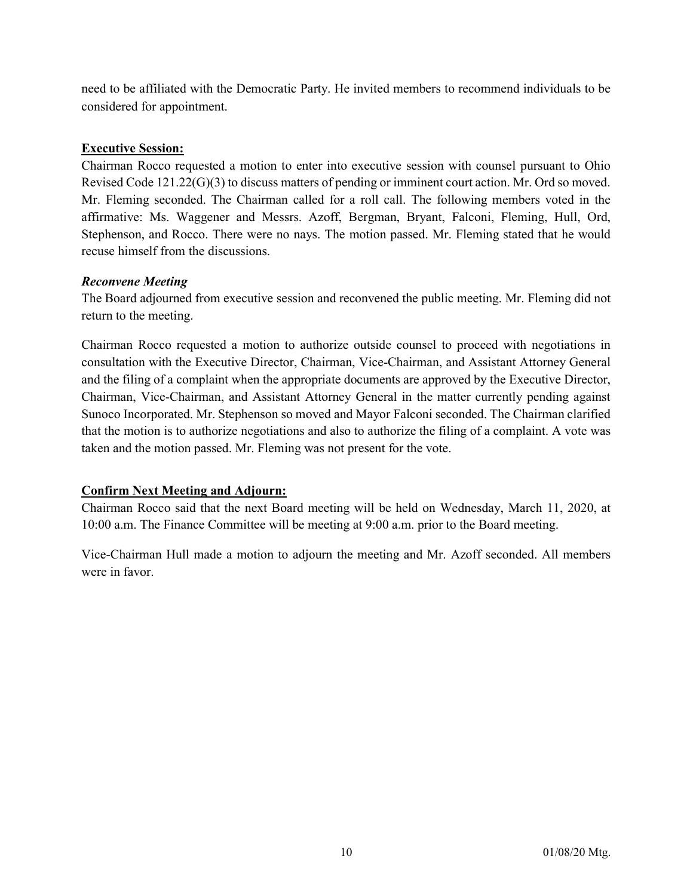need to be affiliated with the Democratic Party. He invited members to recommend individuals to be considered for appointment.

**Executive Session:**

Chairman Rocco requested a motion to enter into executive session with counsel pursuant to Ohio Revised Code 121.22(G)(3) to discuss matters of pending or imminent court action. Mr. Ord so moved. Mr. Fleming seconded. The Chairman called for a roll call. The following members voted in the affirmative: Ms. Waggener and Messrs. Azoff, Bergman, Bryant, Falconi, Fleming, Hull, Ord, Stephenson, and Rocco. There were no nays. The motion passed. Mr. Fleming stated that he would recuse himself from the discussions.

***Reconvene Meeting***

The Board adjourned from executive session and reconvened the public meeting. Mr. Fleming did not return to the meeting.

Chairman Rocco requested a motion to authorize outside counsel to proceed with negotiations in consultation with the Executive Director, Chairman, Vice-Chairman, and Assistant Attorney General and the filing of a complaint when the appropriate documents are approved by the Executive Director, Chairman, Vice-Chairman, and Assistant Attorney General in the matter currently pending against Sunoco Incorporated. Mr. Stephenson so moved and Mayor Falconi seconded. The Chairman clarified that the motion is to authorize negotiations and also to authorize the filing of a complaint. A vote was taken and the motion passed. Mr. Fleming was not present for the vote.

**Confirm Next Meeting and Adjourn:**

Chairman Rocco said that the next Board meeting will be held on Wednesday, March 11, 2020, at 10:00 a.m. The Finance Committee will be meeting at 9:00 a.m. prior to the Board meeting.

Vice-Chairman Hull made a motion to adjourn the meeting and Mr. Azoff seconded. All members were in favor.